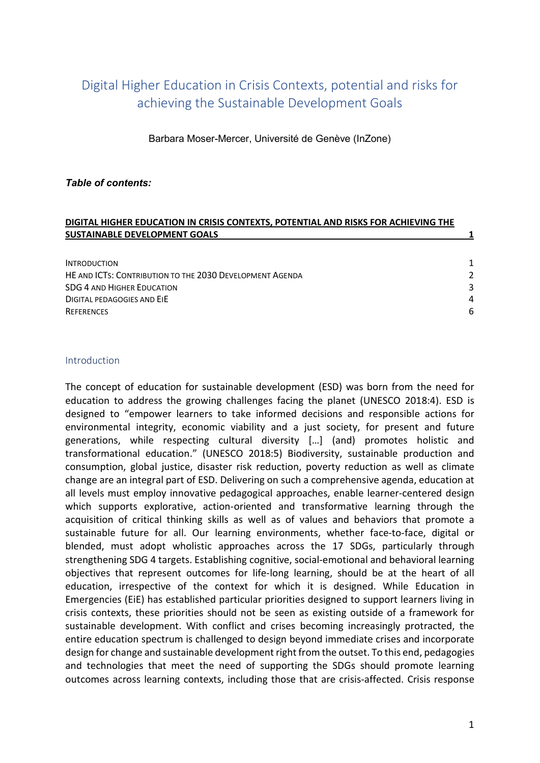# Digital Higher Education in Crisis Contexts, potential and risks for achieving the Sustainable Development Goals

Barbara Moser-Mercer, Université de Genève (InZone)

***Table of contents:***

| | |
|---|---|
| **DIGITAL HIGHER EDUCATION IN CRISIS CONTEXTS, POTENTIAL AND RISKS FOR ACHIEVING THE SUSTAINABLE DEVELOPMENT GOALS** | **1** |
| INTRODUCTION | 1 |
| HE AND ICTS: CONTRIBUTION TO THE 2030 DEVELOPMENT AGENDA | 2 |
| SDG 4 AND HIGHER EDUCATION | 3 |
| DIGITAL PEDAGOGIES AND EIE | 4 |
| REFERENCES | 6 |

## Introduction

The concept of education for sustainable development (ESD) was born from the need for education to address the growing challenges facing the planet (UNESCO 2018:4). ESD is designed to "empower learners to take informed decisions and responsible actions for environmental integrity, economic viability and a just society, for present and future generations, while respecting cultural diversity […] (and) promotes holistic and transformational education." (UNESCO 2018:5) Biodiversity, sustainable production and consumption, global justice, disaster risk reduction, poverty reduction as well as climate change are an integral part of ESD. Delivering on such a comprehensive agenda, education at all levels must employ innovative pedagogical approaches, enable learner-centered design which supports explorative, action-oriented and transformative learning through the acquisition of critical thinking skills as well as of values and behaviors that promote a sustainable future for all. Our learning environments, whether face-to-face, digital or blended, must adopt wholistic approaches across the 17 SDGs, particularly through strengthening SDG 4 targets. Establishing cognitive, social-emotional and behavioral learning objectives that represent outcomes for life-long learning, should be at the heart of all education, irrespective of the context for which it is designed. While Education in Emergencies (EiE) has established particular priorities designed to support learners living in crisis contexts, these priorities should not be seen as existing outside of a framework for sustainable development. With conflict and crises becoming increasingly protracted, the entire education spectrum is challenged to design beyond immediate crises and incorporate design for change and sustainable development right from the outset. To this end, pedagogies and technologies that meet the need of supporting the SDGs should promote learning outcomes across learning contexts, including those that are crisis-affected. Crisis response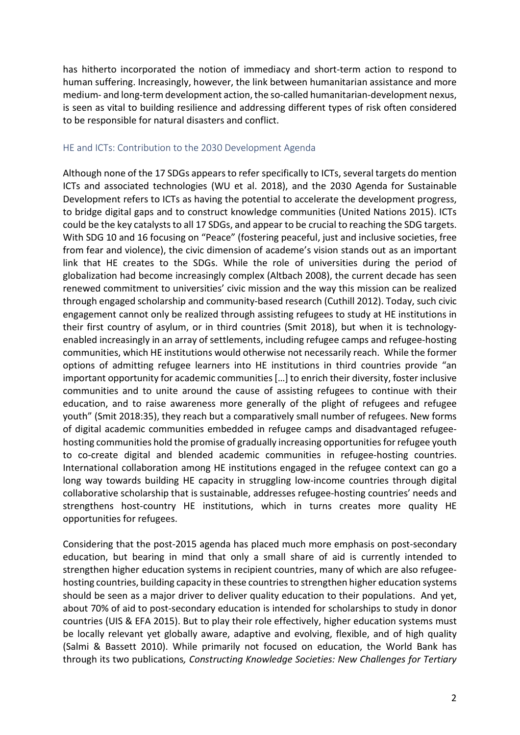has hitherto incorporated the notion of immediacy and short-term action to respond to human suffering. Increasingly, however, the link between humanitarian assistance and more medium- and long-term development action, the so-called humanitarian-development nexus, is seen as vital to building resilience and addressing different types of risk often considered to be responsible for natural disasters and conflict.

## HE and ICTs: Contribution to the 2030 Development Agenda

Although none of the 17 SDGs appears to refer specifically to ICTs, several targets do mention ICTs and associated technologies (WU et al. 2018), and the 2030 Agenda for Sustainable Development refers to ICTs as having the potential to accelerate the development progress, to bridge digital gaps and to construct knowledge communities (United Nations 2015). ICTs could be the key catalysts to all 17 SDGs, and appear to be crucial to reaching the SDG targets. With SDG 10 and 16 focusing on "Peace" (fostering peaceful, just and inclusive societies, free from fear and violence), the civic dimension of academe's vision stands out as an important link that HE creates to the SDGs. While the role of universities during the period of globalization had become increasingly complex (Altbach 2008), the current decade has seen renewed commitment to universities' civic mission and the way this mission can be realized through engaged scholarship and community-based research (Cuthill 2012). Today, such civic engagement cannot only be realized through assisting refugees to study at HE institutions in their first country of asylum, or in third countries (Smit 2018), but when it is technology-enabled increasingly in an array of settlements, including refugee camps and refugee-hosting communities, which HE institutions would otherwise not necessarily reach. While the former options of admitting refugee learners into HE institutions in third countries provide "an important opportunity for academic communities […] to enrich their diversity, foster inclusive communities and to unite around the cause of assisting refugees to continue with their education, and to raise awareness more generally of the plight of refugees and refugee youth" (Smit 2018:35), they reach but a comparatively small number of refugees. New forms of digital academic communities embedded in refugee camps and disadvantaged refugee-hosting communities hold the promise of gradually increasing opportunities for refugee youth to co-create digital and blended academic communities in refugee-hosting countries. International collaboration among HE institutions engaged in the refugee context can go a long way towards building HE capacity in struggling low-income countries through digital collaborative scholarship that is sustainable, addresses refugee-hosting countries' needs and strengthens host-country HE institutions, which in turns creates more quality HE opportunities for refugees.

Considering that the post-2015 agenda has placed much more emphasis on post-secondary education, but bearing in mind that only a small share of aid is currently intended to strengthen higher education systems in recipient countries, many of which are also refugee-hosting countries, building capacity in these countries to strengthen higher education systems should be seen as a major driver to deliver quality education to their populations. And yet, about 70% of aid to post-secondary education is intended for scholarships to study in donor countries (UIS & EFA 2015). But to play their role effectively, higher education systems must be locally relevant yet globally aware, adaptive and evolving, flexible, and of high quality (Salmi & Bassett 2010). While primarily not focused on education, the World Bank has through its two publications*, Constructing Knowledge Societies: New Challenges for Tertiary*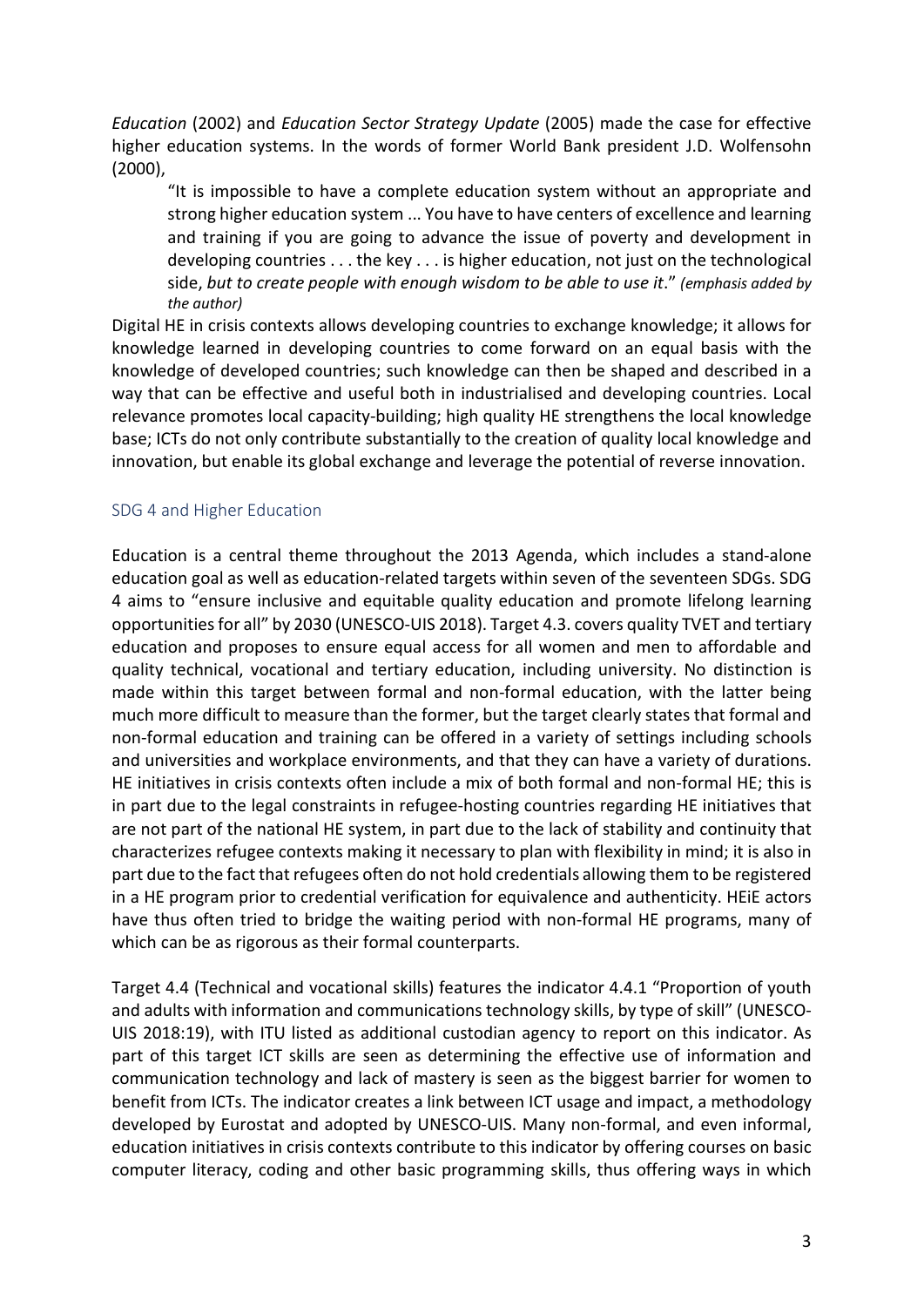*Education* (2002) and *Education Sector Strategy Update* (2005) made the case for effective higher education systems. In the words of former World Bank president J.D. Wolfensohn (2000),

> "It is impossible to have a complete education system without an appropriate and strong higher education system ... You have to have centers of excellence and learning and training if you are going to advance the issue of poverty and development in developing countries . . . the key . . . is higher education, not just on the technological side, *but to create people with enough wisdom to be able to use it*." *(emphasis added by the author)*

Digital HE in crisis contexts allows developing countries to exchange knowledge; it allows for knowledge learned in developing countries to come forward on an equal basis with the knowledge of developed countries; such knowledge can then be shaped and described in a way that can be effective and useful both in industrialised and developing countries. Local relevance promotes local capacity-building; high quality HE strengthens the local knowledge base; ICTs do not only contribute substantially to the creation of quality local knowledge and innovation, but enable its global exchange and leverage the potential of reverse innovation.

## SDG 4 and Higher Education

Education is a central theme throughout the 2013 Agenda, which includes a stand-alone education goal as well as education-related targets within seven of the seventeen SDGs. SDG 4 aims to "ensure inclusive and equitable quality education and promote lifelong learning opportunities for all" by 2030 (UNESCO-UIS 2018). Target 4.3. covers quality TVET and tertiary education and proposes to ensure equal access for all women and men to affordable and quality technical, vocational and tertiary education, including university. No distinction is made within this target between formal and non-formal education, with the latter being much more difficult to measure than the former, but the target clearly states that formal and non-formal education and training can be offered in a variety of settings including schools and universities and workplace environments, and that they can have a variety of durations. HE initiatives in crisis contexts often include a mix of both formal and non-formal HE; this is in part due to the legal constraints in refugee-hosting countries regarding HE initiatives that are not part of the national HE system, in part due to the lack of stability and continuity that characterizes refugee contexts making it necessary to plan with flexibility in mind; it is also in part due to the fact that refugees often do not hold credentials allowing them to be registered in a HE program prior to credential verification for equivalence and authenticity. HEiE actors have thus often tried to bridge the waiting period with non-formal HE programs, many of which can be as rigorous as their formal counterparts.

Target 4.4 (Technical and vocational skills) features the indicator 4.4.1 "Proportion of youth and adults with information and communications technology skills, by type of skill" (UNESCO-UIS 2018:19), with ITU listed as additional custodian agency to report on this indicator. As part of this target ICT skills are seen as determining the effective use of information and communication technology and lack of mastery is seen as the biggest barrier for women to benefit from ICTs. The indicator creates a link between ICT usage and impact, a methodology developed by Eurostat and adopted by UNESCO-UIS. Many non-formal, and even informal, education initiatives in crisis contexts contribute to this indicator by offering courses on basic computer literacy, coding and other basic programming skills, thus offering ways in which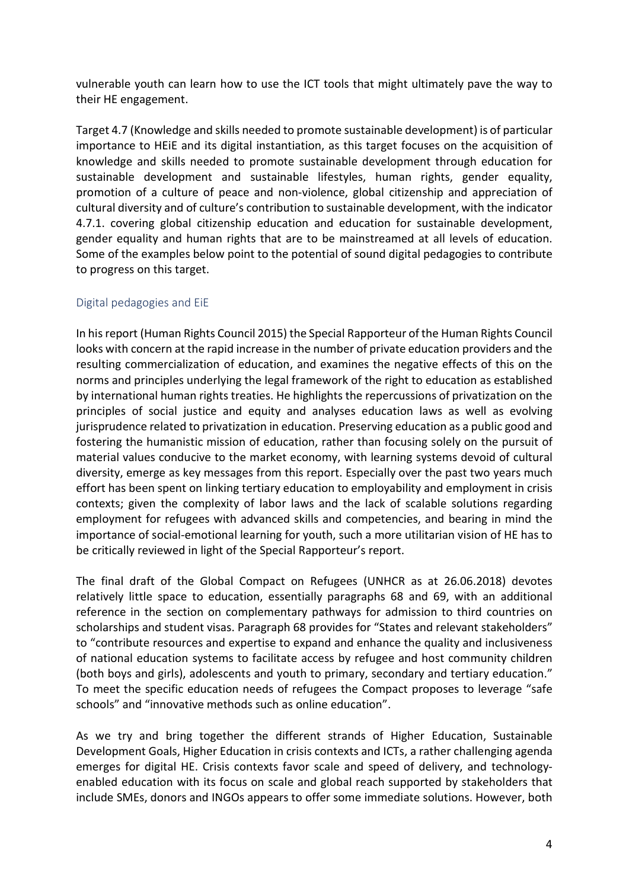vulnerable youth can learn how to use the ICT tools that might ultimately pave the way to their HE engagement.

Target 4.7 (Knowledge and skills needed to promote sustainable development) is of particular importance to HEiE and its digital instantiation, as this target focuses on the acquisition of knowledge and skills needed to promote sustainable development through education for sustainable development and sustainable lifestyles, human rights, gender equality, promotion of a culture of peace and non-violence, global citizenship and appreciation of cultural diversity and of culture's contribution to sustainable development, with the indicator 4.7.1. covering global citizenship education and education for sustainable development, gender equality and human rights that are to be mainstreamed at all levels of education. Some of the examples below point to the potential of sound digital pedagogies to contribute to progress on this target.

## Digital pedagogies and EiE

In his report (Human Rights Council 2015) the Special Rapporteur of the Human Rights Council looks with concern at the rapid increase in the number of private education providers and the resulting commercialization of education, and examines the negative effects of this on the norms and principles underlying the legal framework of the right to education as established by international human rights treaties. He highlights the repercussions of privatization on the principles of social justice and equity and analyses education laws as well as evolving jurisprudence related to privatization in education. Preserving education as a public good and fostering the humanistic mission of education, rather than focusing solely on the pursuit of material values conducive to the market economy, with learning systems devoid of cultural diversity, emerge as key messages from this report. Especially over the past two years much effort has been spent on linking tertiary education to employability and employment in crisis contexts; given the complexity of labor laws and the lack of scalable solutions regarding employment for refugees with advanced skills and competencies, and bearing in mind the importance of social-emotional learning for youth, such a more utilitarian vision of HE has to be critically reviewed in light of the Special Rapporteur's report.

The final draft of the Global Compact on Refugees (UNHCR as at 26.06.2018) devotes relatively little space to education, essentially paragraphs 68 and 69, with an additional reference in the section on complementary pathways for admission to third countries on scholarships and student visas. Paragraph 68 provides for "States and relevant stakeholders" to "contribute resources and expertise to expand and enhance the quality and inclusiveness of national education systems to facilitate access by refugee and host community children (both boys and girls), adolescents and youth to primary, secondary and tertiary education." To meet the specific education needs of refugees the Compact proposes to leverage "safe schools" and "innovative methods such as online education".

As we try and bring together the different strands of Higher Education, Sustainable Development Goals, Higher Education in crisis contexts and ICTs, a rather challenging agenda emerges for digital HE. Crisis contexts favor scale and speed of delivery, and technology-enabled education with its focus on scale and global reach supported by stakeholders that include SMEs, donors and INGOs appears to offer some immediate solutions. However, both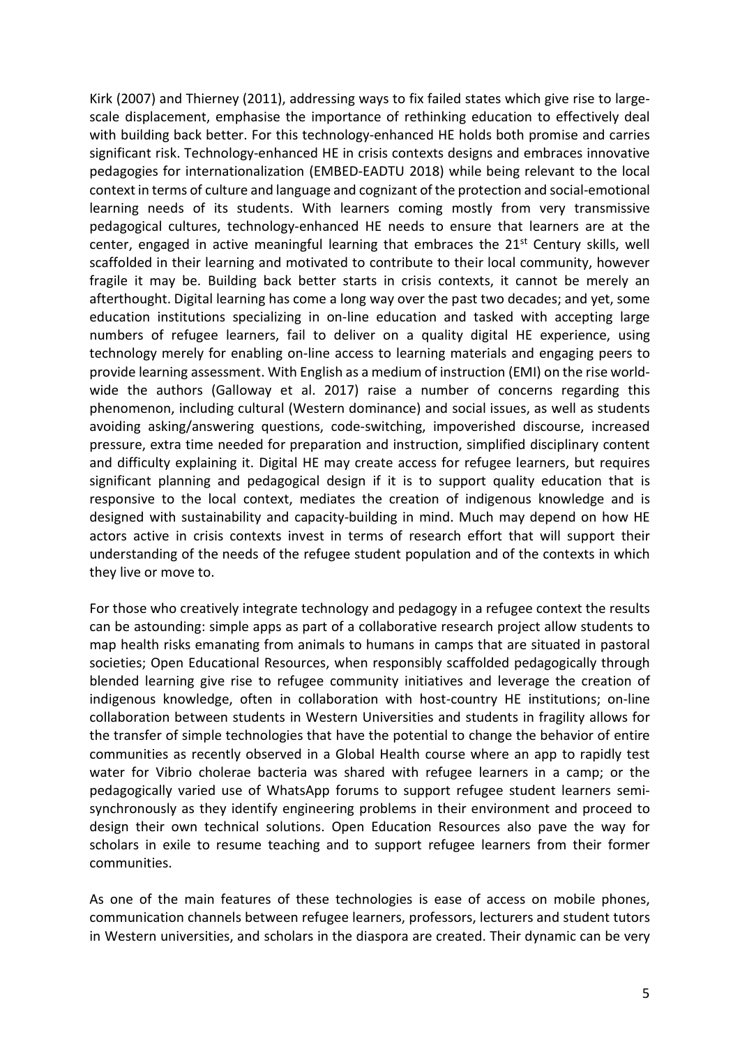Kirk (2007) and Thierney (2011), addressing ways to fix failed states which give rise to large-scale displacement, emphasise the importance of rethinking education to effectively deal with building back better. For this technology-enhanced HE holds both promise and carries significant risk. Technology-enhanced HE in crisis contexts designs and embraces innovative pedagogies for internationalization (EMBED-EADTU 2018) while being relevant to the local context in terms of culture and language and cognizant of the protection and social-emotional learning needs of its students. With learners coming mostly from very transmissive pedagogical cultures, technology-enhanced HE needs to ensure that learners are at the center, engaged in active meaningful learning that embraces the 21st Century skills, well scaffolded in their learning and motivated to contribute to their local community, however fragile it may be. Building back better starts in crisis contexts, it cannot be merely an afterthought. Digital learning has come a long way over the past two decades; and yet, some education institutions specializing in on-line education and tasked with accepting large numbers of refugee learners, fail to deliver on a quality digital HE experience, using technology merely for enabling on-line access to learning materials and engaging peers to provide learning assessment. With English as a medium of instruction (EMI) on the rise world-wide the authors (Galloway et al. 2017) raise a number of concerns regarding this phenomenon, including cultural (Western dominance) and social issues, as well as students avoiding asking/answering questions, code-switching, impoverished discourse, increased pressure, extra time needed for preparation and instruction, simplified disciplinary content and difficulty explaining it. Digital HE may create access for refugee learners, but requires significant planning and pedagogical design if it is to support quality education that is responsive to the local context, mediates the creation of indigenous knowledge and is designed with sustainability and capacity-building in mind. Much may depend on how HE actors active in crisis contexts invest in terms of research effort that will support their understanding of the needs of the refugee student population and of the contexts in which they live or move to.

For those who creatively integrate technology and pedagogy in a refugee context the results can be astounding: simple apps as part of a collaborative research project allow students to map health risks emanating from animals to humans in camps that are situated in pastoral societies; Open Educational Resources, when responsibly scaffolded pedagogically through blended learning give rise to refugee community initiatives and leverage the creation of indigenous knowledge, often in collaboration with host-country HE institutions; on-line collaboration between students in Western Universities and students in fragility allows for the transfer of simple technologies that have the potential to change the behavior of entire communities as recently observed in a Global Health course where an app to rapidly test water for Vibrio cholerae bacteria was shared with refugee learners in a camp; or the pedagogically varied use of WhatsApp forums to support refugee student learners semi-synchronously as they identify engineering problems in their environment and proceed to design their own technical solutions. Open Education Resources also pave the way for scholars in exile to resume teaching and to support refugee learners from their former communities.

As one of the main features of these technologies is ease of access on mobile phones, communication channels between refugee learners, professors, lecturers and student tutors in Western universities, and scholars in the diaspora are created. Their dynamic can be very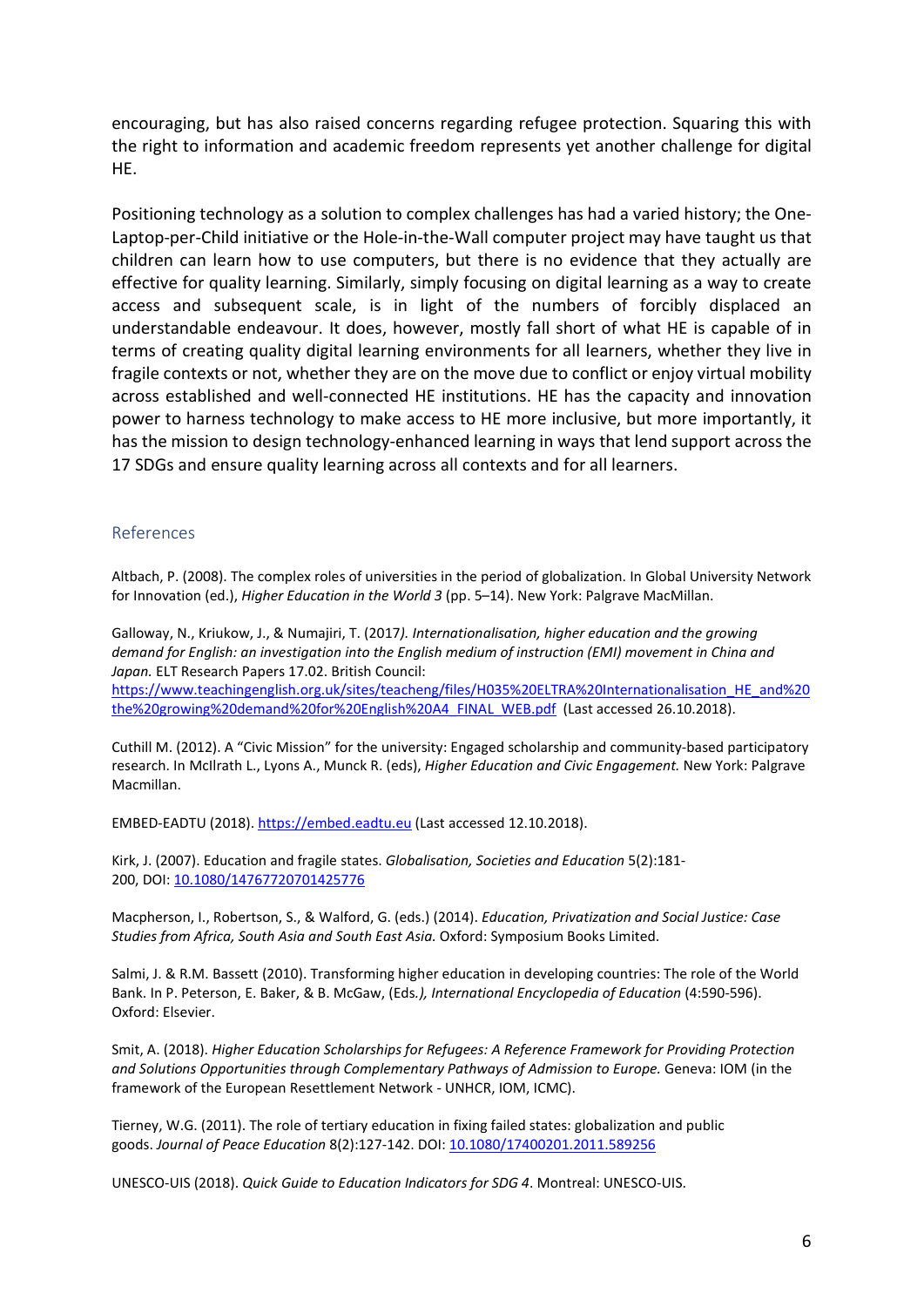encouraging, but has also raised concerns regarding refugee protection. Squaring this with the right to information and academic freedom represents yet another challenge for digital HE.

Positioning technology as a solution to complex challenges has had a varied history; the One-Laptop-per-Child initiative or the Hole-in-the-Wall computer project may have taught us that children can learn how to use computers, but there is no evidence that they actually are effective for quality learning. Similarly, simply focusing on digital learning as a way to create access and subsequent scale, is in light of the numbers of forcibly displaced an understandable endeavour. It does, however, mostly fall short of what HE is capable of in terms of creating quality digital learning environments for all learners, whether they live in fragile contexts or not, whether they are on the move due to conflict or enjoy virtual mobility across established and well-connected HE institutions. HE has the capacity and innovation power to harness technology to make access to HE more inclusive, but more importantly, it has the mission to design technology-enhanced learning in ways that lend support across the 17 SDGs and ensure quality learning across all contexts and for all learners.

## References

Altbach, P. (2008). The complex roles of universities in the period of globalization. In Global University Network for Innovation (ed.), *Higher Education in the World 3* (pp. 5–14). New York: Palgrave MacMillan.

Galloway, N., Kriukow, J., & Numajiri, T. (2017*). Internationalisation, higher education and the growing demand for English: an investigation into the English medium of instruction (EMI) movement in China and Japan.* ELT Research Papers 17.02. British Council: https://www.teachingenglish.org.uk/sites/teacheng/files/H035%20ELTRA%20Internationalisation_HE_and%20the%20growing%20demand%20for%20English%20A4_FINAL_WEB.pdf (Last accessed 26.10.2018).

Cuthill M. (2012). A "Civic Mission" for the university: Engaged scholarship and community-based participatory research. In McIlrath L., Lyons A., Munck R. (eds), *Higher Education and Civic Engagement.* New York: Palgrave Macmillan.

EMBED-EADTU (2018). https://embed.eadtu.eu (Last accessed 12.10.2018).

Kirk, J. (2007). Education and fragile states. *Globalisation, Societies and Education* 5(2):181-200, DOI: 10.1080/14767720701425776

Macpherson, I., Robertson, S., & Walford, G. (eds.) (2014). *Education, Privatization and Social Justice: Case Studies from Africa, South Asia and South East Asia.* Oxford: Symposium Books Limited.

Salmi, J. & R.M. Bassett (2010). Transforming higher education in developing countries: The role of the World Bank. In P. Peterson, E. Baker, & B. McGaw, (Eds*.), International Encyclopedia of Education* (4:590-596). Oxford: Elsevier.

Smit, A. (2018). *Higher Education Scholarships for Refugees: A Reference Framework for Providing Protection and Solutions Opportunities through Complementary Pathways of Admission to Europe.* Geneva: IOM (in the framework of the European Resettlement Network - UNHCR, IOM, ICMC).

Tierney, W.G. (2011). The role of tertiary education in fixing failed states: globalization and public goods. *Journal of Peace Education* 8(2):127-142. DOI: 10.1080/17400201.2011.589256

UNESCO-UIS (2018). *Quick Guide to Education Indicators for SDG 4*. Montreal: UNESCO-UIS.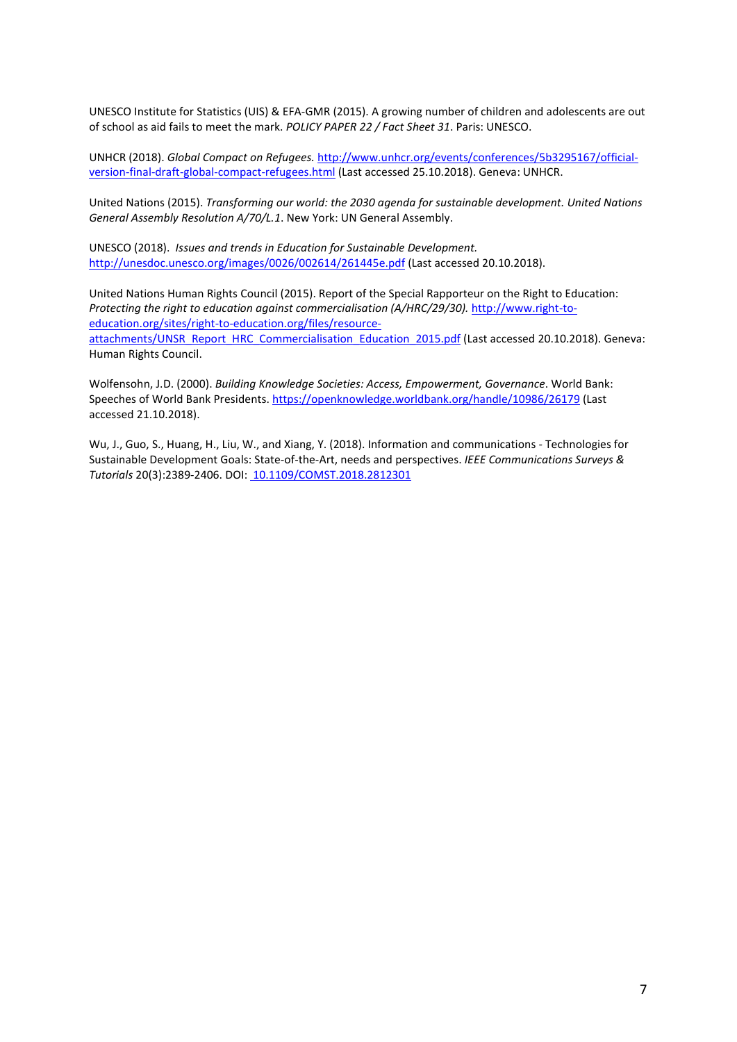UNESCO Institute for Statistics (UIS) & EFA-GMR (2015). A growing number of children and adolescents are out of school as aid fails to meet the mark. *POLICY PAPER 22 / Fact Sheet 31*. Paris: UNESCO.

UNHCR (2018). *Global Compact on Refugees.* http://www.unhcr.org/events/conferences/5b3295167/official-version-final-draft-global-compact-refugees.html (Last accessed 25.10.2018). Geneva: UNHCR.

United Nations (2015). *Transforming our world: the 2030 agenda for sustainable development. United Nations General Assembly Resolution A/70/L.1*. New York: UN General Assembly.

UNESCO (2018). *Issues and trends in Education for Sustainable Development.* http://unesdoc.unesco.org/images/0026/002614/261445e.pdf (Last accessed 20.10.2018).

United Nations Human Rights Council (2015). Report of the Special Rapporteur on the Right to Education: *Protecting the right to education against commercialisation (A/HRC/29/30).* http://www.right-to-education.org/sites/right-to-education.org/files/resource-attachments/UNSR_Report_HRC_Commercialisation_Education_2015.pdf (Last accessed 20.10.2018). Geneva: Human Rights Council.

Wolfensohn, J.D. (2000). *Building Knowledge Societies: Access, Empowerment, Governance*. World Bank: Speeches of World Bank Presidents. https://openknowledge.worldbank.org/handle/10986/26179 (Last accessed 21.10.2018).

Wu, J., Guo, S., Huang, H., Liu, W., and Xiang, Y. (2018). Information and communications - Technologies for Sustainable Development Goals: State-of-the-Art, needs and perspectives. *IEEE Communications Surveys & Tutorials* 20(3):2389-2406. DOI: 10.1109/COMST.2018.2812301